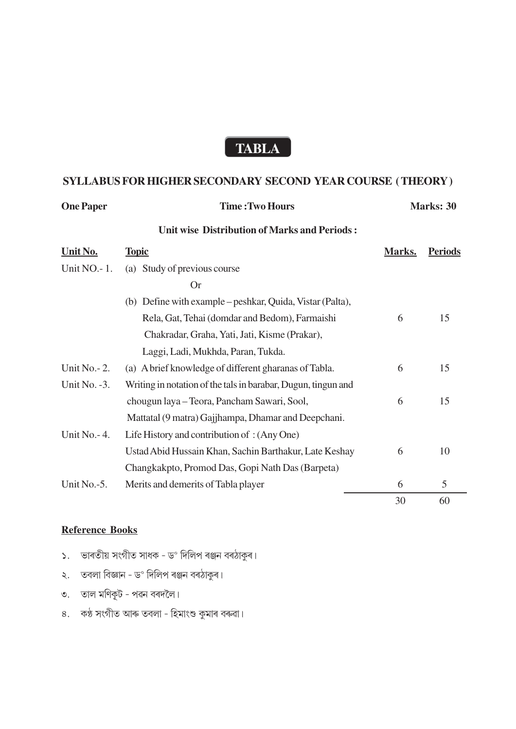# TABLA

## SYLLABUS FOR HIGHER SECONDARY SECOND YEAR COURSE ( THEORY )

**One Paper** | **Time :Two Hours** | **Marks: 30**

### Unit wise Distribution of Marks and Periods :

| Unit No. | Topic | Marks. | Periods |
|---|---|---|---|
| Unit NO.- 1. | (a) Study of previous course<br>Or<br>(b) Define with example – peshkar, Quida, Vistar (Palta), Rela, Gat, Tehai (domdar and Bedom), Farmaishi Chakradar, Graha, Yati, Jati, Kisme (Prakar), Laggi, Ladi, Mukhda, Paran, Tukda. | 6 | 15 |
| Unit No.- 2. | (a) A brief knowledge of different gharanas of Tabla. | 6 | 15 |
| Unit No. -3. | Writing in notation of the tals in barabar, Dugun, tingun and chougun laya – Teora, Pancham Sawari, Sool, Mattatal (9 matra) Gajjhampa, Dhamar and Deepchani. | 6 | 15 |
| Unit No.- 4. | Life History and contribution of : (Any One)<br>Ustad Abid Hussain Khan, Sachin Barthakur, Late Keshay Changkakpto, Promod Das, Gopi Nath Das (Barpeta) | 6 | 10 |
| Unit No.-5. | Merits and demerits of Tabla player | 6 | 5 |
| | | 30 | 60 |

**Reference Books**

১. ভাৰতীয় সংগীত সাধক - ড° দিলিপ ৰঞ্জন বৰঠাকুৰ।

২. তবলা বিজ্ঞান - ড° দিলিপ ৰঞ্জন বৰঠাকুৰ।

৩. তাল মণিকূট - পৱন বৰদলৈ।

৪. কণ্ঠ সংগীত আৰু তবলা - হিমাংশু কুমাৰ বৰুৱা।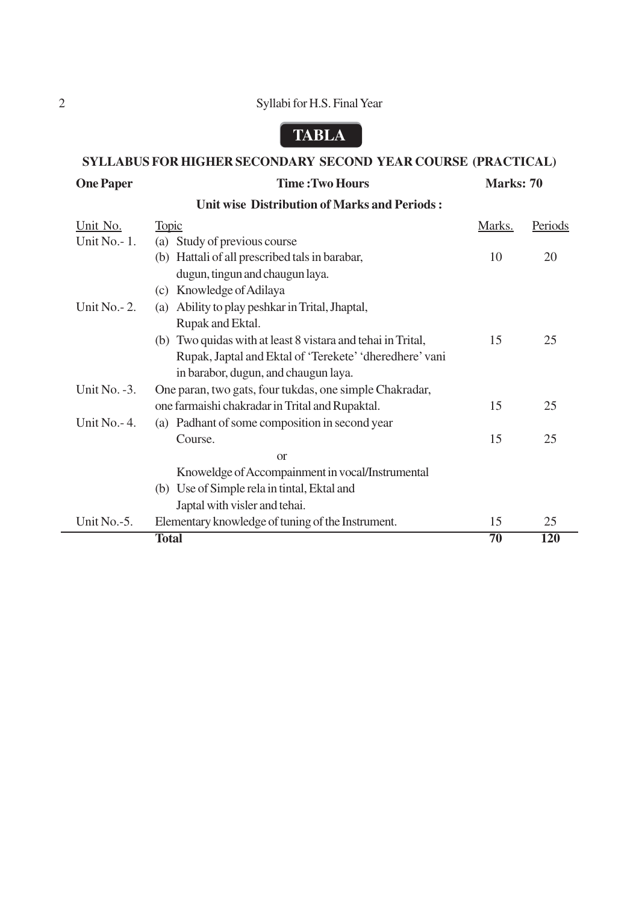# TABLA

## SYLLABUS FOR HIGHER SECONDARY SECOND YEAR COURSE (PRACTICAL)

**One Paper** | **Time :Two Hours** | **Marks: 70**

### Unit wise Distribution of Marks and Periods :

| Unit No. | Topic | Marks. | Periods |
|---|---|---|---|
| Unit No.- 1. | (a) Study of previous course<br>(b) Hattali of all prescribed tals in barabar, dugun, tingun and chaugun laya.<br>(c) Knowledge of Adilaya | 10 | 20 |
| Unit No.- 2. | (a) Ability to play peshkar in Trital, Jhaptal, Rupak and Ektal.<br>(b) Two quidas with at least 8 vistara and tehai in Trital, Rupak, Japtal and Ektal of 'Terekete' 'dheredhere' vani in barabor, dugun, and chaugun laya. | 15 | 25 |
| Unit No. -3. | One paran, two gats, four tukdas, one simple Chakradar, one farmaishi chakradar in Trital and Rupaktal. | 15 | 25 |
| Unit No.- 4. | (a) Padhant of some composition in second year Course.<br>or<br>Knoweldge of Accompainment in vocal/Instrumental<br>(b) Use of Simple rela in tintal, Ektal and Japtal with visler and tehai. | 15 | 25 |
| Unit No.-5. | Elementary knowledge of tuning of the Instrument. | 15 | 25 |
| | **Total** | **70** | **120** |